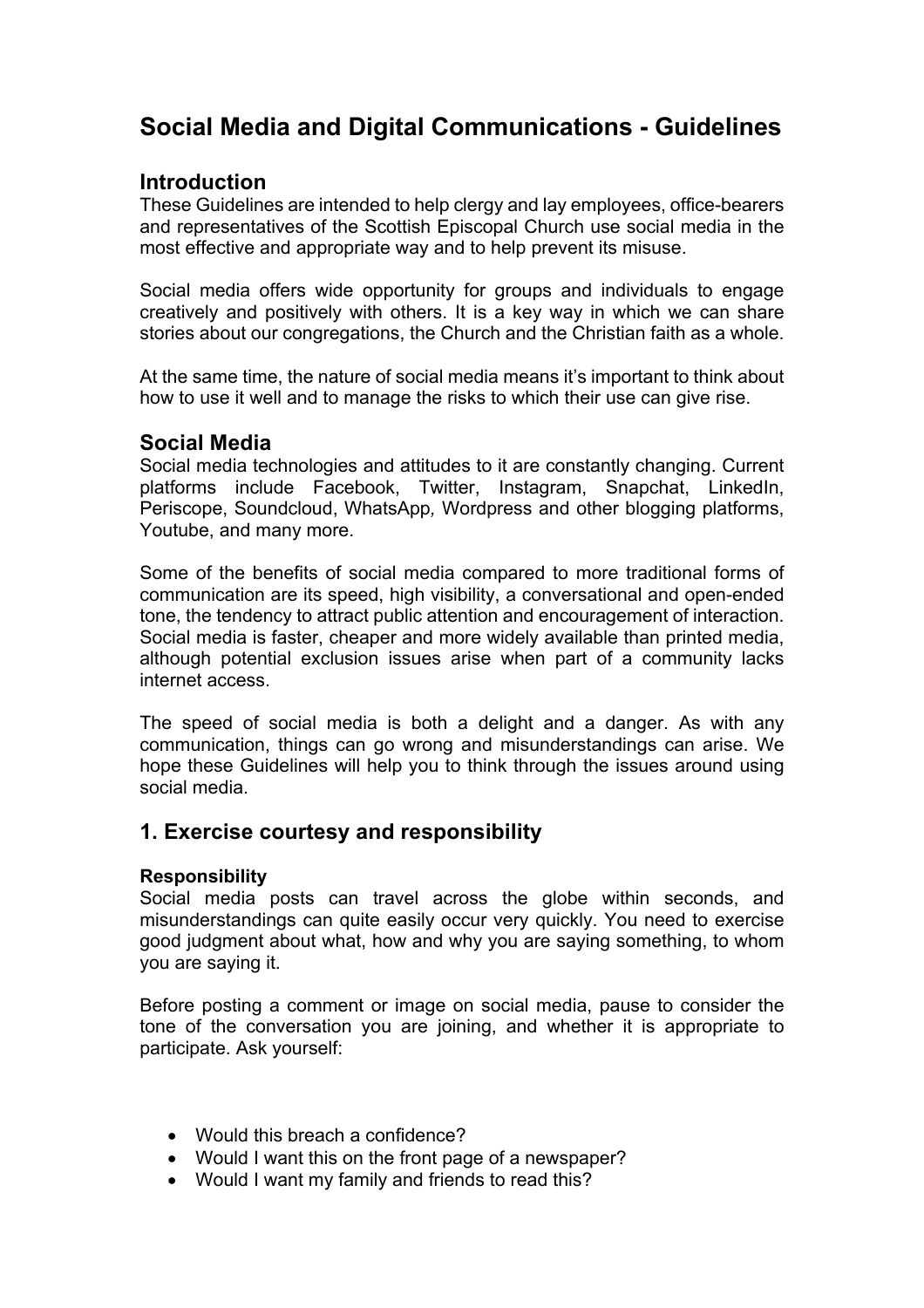# Social Media and Digital Communications - Guidelines

## Introduction

These Guidelines are intended to help clergy and lay employees, office-bearers and representatives of the Scottish Episcopal Church use social media in the most effective and appropriate way and to help prevent its misuse.

Social media offers wide opportunity for groups and individuals to engage creatively and positively with others. It is a key way in which we can share stories about our congregations, the Church and the Christian faith as a whole.

At the same time, the nature of social media means it's important to think about how to use it well and to manage the risks to which their use can give rise.

## Social Media

Social media technologies and attitudes to it are constantly changing. Current platforms include Facebook, Twitter, Instagram, Snapchat, LinkedIn, Periscope, Soundcloud, WhatsApp*,* Wordpress and other blogging platforms, Youtube, and many more.

Some of the benefits of social media compared to more traditional forms of communication are its speed, high visibility, a conversational and open-ended tone, the tendency to attract public attention and encouragement of interaction. Social media is faster, cheaper and more widely available than printed media, although potential exclusion issues arise when part of a community lacks internet access.

The speed of social media is both a delight and a danger. As with any communication, things can go wrong and misunderstandings can arise. We hope these Guidelines will help you to think through the issues around using social media.

## 1. Exercise courtesy and responsibility

#### Responsibility

Social media posts can travel across the globe within seconds, and misunderstandings can quite easily occur very quickly. You need to exercise good judgment about what, how and why you are saying something, to whom you are saying it.

Before posting a comment or image on social media, pause to consider the tone of the conversation you are joining, and whether it is appropriate to participate. Ask yourself:

- Would this breach a confidence?
- Would I want this on the front page of a newspaper?
- Would I want my family and friends to read this?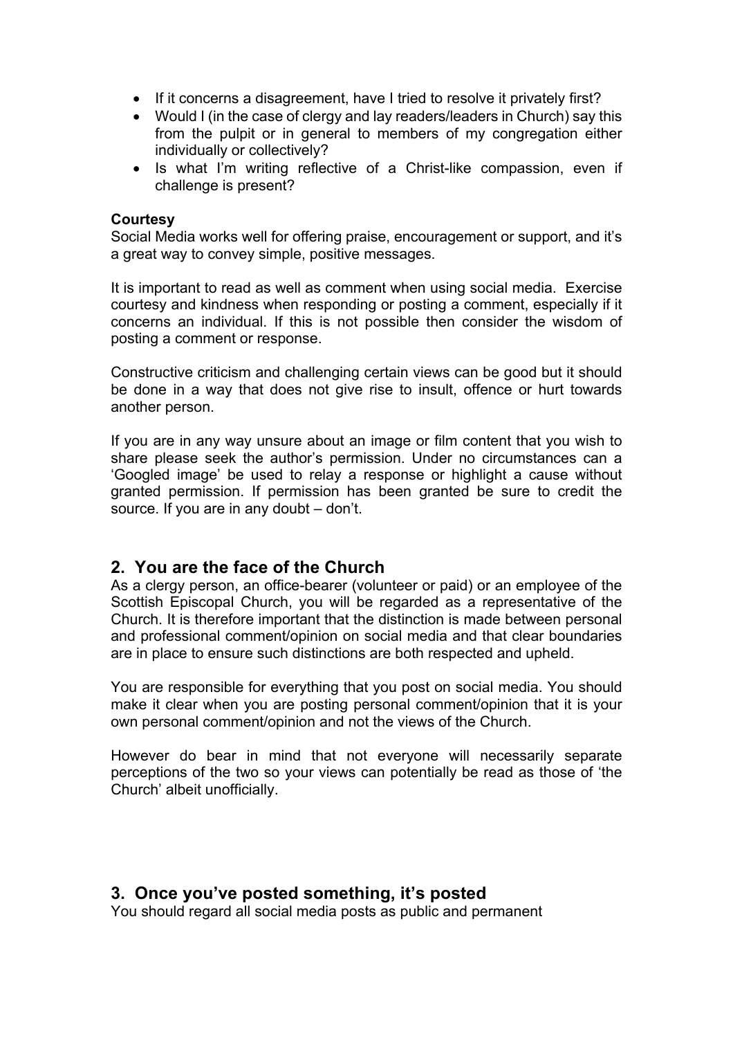- If it concerns a disagreement, have I tried to resolve it privately first?
- Would I (in the case of clergy and lay readers/leaders in Church) say this from the pulpit or in general to members of my congregation either individually or collectively?
- Is what I'm writing reflective of a Christ-like compassion, even if challenge is present?

**Courtesy**

Social Media works well for offering praise, encouragement or support, and it's a great way to convey simple, positive messages.

It is important to read as well as comment when using social media. Exercise courtesy and kindness when responding or posting a comment, especially if it concerns an individual. If this is not possible then consider the wisdom of posting a comment or response.

Constructive criticism and challenging certain views can be good but it should be done in a way that does not give rise to insult, offence or hurt towards another person.

If you are in any way unsure about an image or film content that you wish to share please seek the author's permission. Under no circumstances can a 'Googled image' be used to relay a response or highlight a cause without granted permission. If permission has been granted be sure to credit the source. If you are in any doubt – don't.

## 2. You are the face of the Church

As a clergy person, an office-bearer (volunteer or paid) or an employee of the Scottish Episcopal Church, you will be regarded as a representative of the Church. It is therefore important that the distinction is made between personal and professional comment/opinion on social media and that clear boundaries are in place to ensure such distinctions are both respected and upheld.

You are responsible for everything that you post on social media. You should make it clear when you are posting personal comment/opinion that it is your own personal comment/opinion and not the views of the Church.

However do bear in mind that not everyone will necessarily separate perceptions of the two so your views can potentially be read as those of 'the Church' albeit unofficially.

## 3. Once you've posted something, it's posted

You should regard all social media posts as public and permanent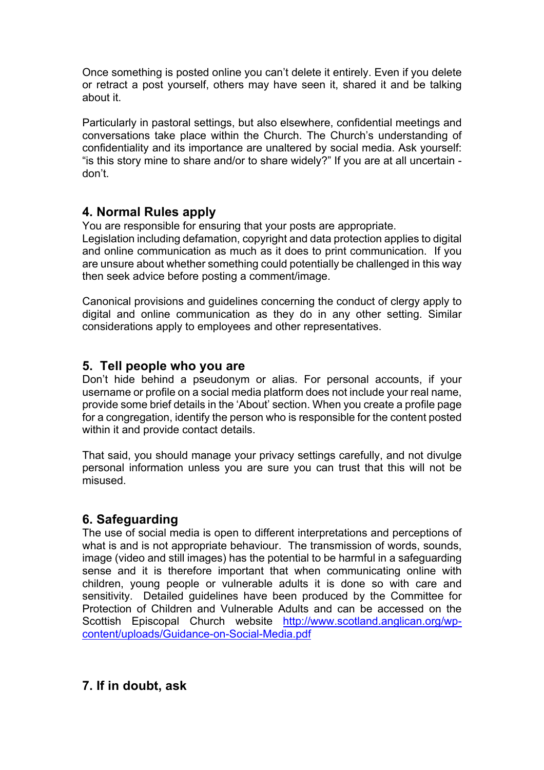Once something is posted online you can't delete it entirely. Even if you delete or retract a post yourself, others may have seen it, shared it and be talking about it.

Particularly in pastoral settings, but also elsewhere, confidential meetings and conversations take place within the Church. The Church's understanding of confidentiality and its importance are unaltered by social media. Ask yourself: "is this story mine to share and/or to share widely?" If you are at all uncertain - don't.

## 4. Normal Rules apply

You are responsible for ensuring that your posts are appropriate.
Legislation including defamation, copyright and data protection applies to digital and online communication as much as it does to print communication. If you are unsure about whether something could potentially be challenged in this way then seek advice before posting a comment/image.

Canonical provisions and guidelines concerning the conduct of clergy apply to digital and online communication as they do in any other setting. Similar considerations apply to employees and other representatives.

## 5. Tell people who you are

Don't hide behind a pseudonym or alias. For personal accounts, if your username or profile on a social media platform does not include your real name, provide some brief details in the 'About' section. When you create a profile page for a congregation, identify the person who is responsible for the content posted within it and provide contact details.

That said, you should manage your privacy settings carefully, and not divulge personal information unless you are sure you can trust that this will not be misused.

## 6. Safeguarding

The use of social media is open to different interpretations and perceptions of what is and is not appropriate behaviour. The transmission of words, sounds, image (video and still images) has the potential to be harmful in a safeguarding sense and it is therefore important that when communicating online with children, young people or vulnerable adults it is done so with care and sensitivity. Detailed guidelines have been produced by the Committee for Protection of Children and Vulnerable Adults and can be accessed on the Scottish Episcopal Church website [http://www.scotland.anglican.org/wp-content/uploads/Guidance-on-Social-Media.pdf](http://www.scotland.anglican.org/wp-content/uploads/Guidance-on-Social-Media.pdf)

## 7. If in doubt, ask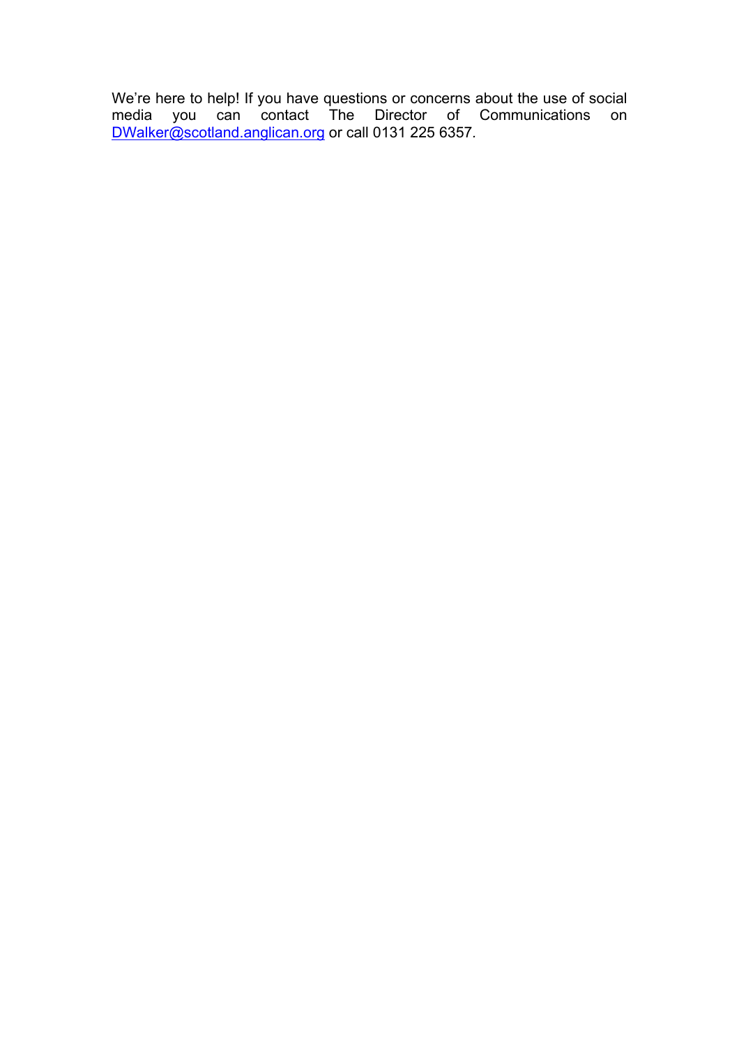We're here to help! If you have questions or concerns about the use of social media you can contact The Director of Communications on DWalker@scotland.anglican.org or call 0131 225 6357.